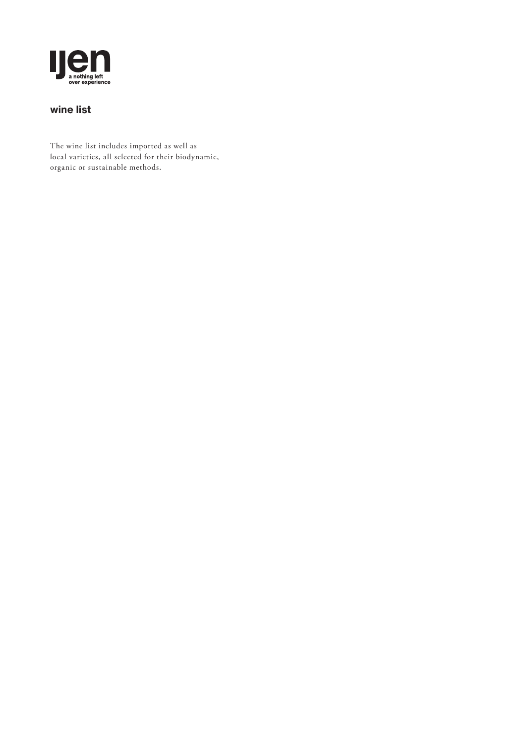# ijen

a nothing left over experience

## wine list

The wine list includes imported as well as local varieties, all selected for their biodynamic, organic or sustainable methods.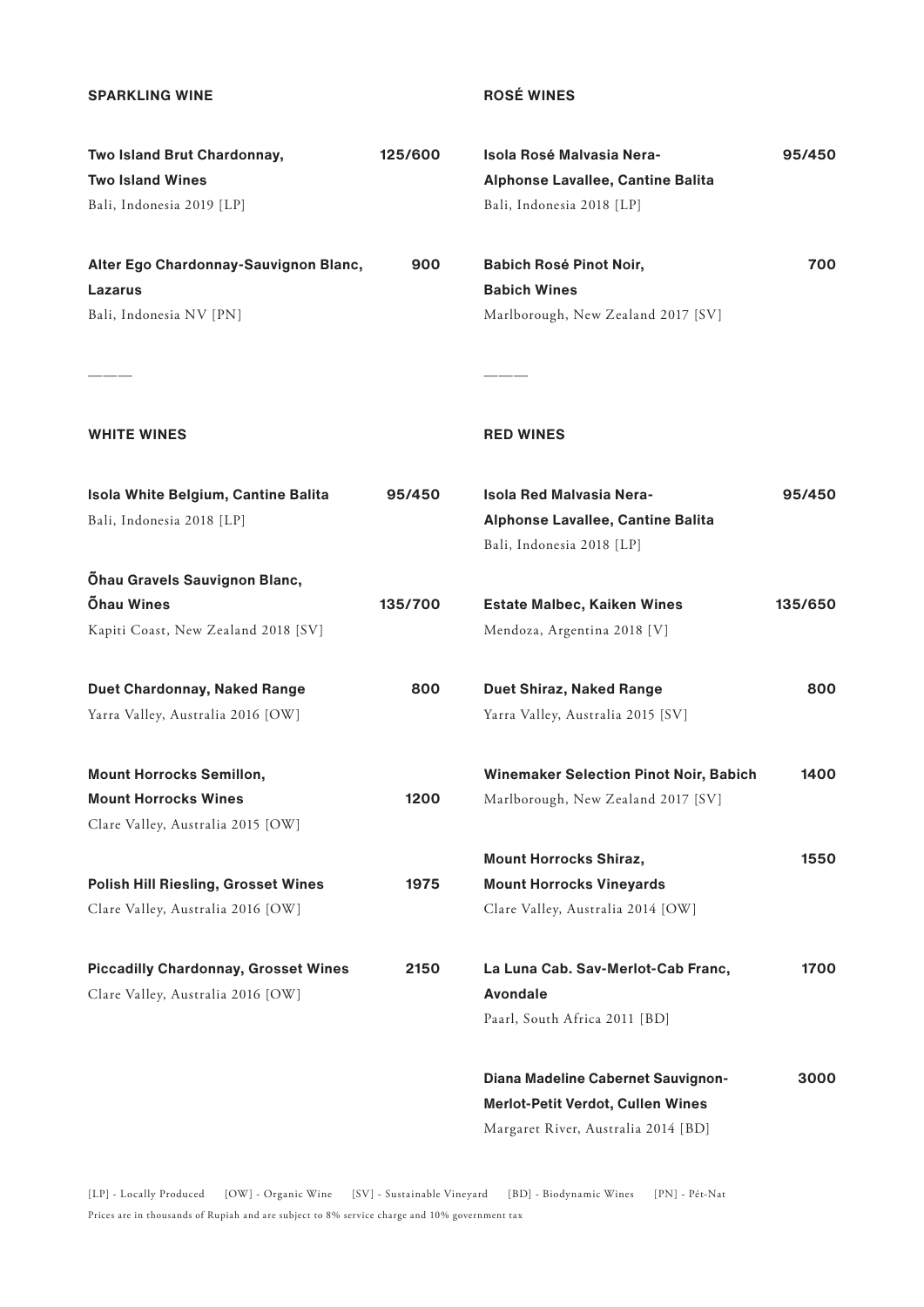## SPARKLING WINE

**Two Island Brut Chardonnay, Two Island Wines** — **125/600**
Bali, Indonesia 2019 [LP]

**Alter Ego Chardonnay-Sauvignon Blanc, Lazarus** — **900**
Bali, Indonesia NV [PN]

———

## WHITE WINES

**Isola White Belgium, Cantine Balita** — **95/450**
Bali, Indonesia 2018 [LP]

**Õhau Gravels Sauvignon Blanc, Õhau Wines** — **135/700**
Kapiti Coast, New Zealand 2018 [SV]

**Duet Chardonnay, Naked Range** — **800**
Yarra Valley, Australia 2016 [OW]

**Mount Horrocks Semillon, Mount Horrocks Wines** — **1200**
Clare Valley, Australia 2015 [OW]

**Polish Hill Riesling, Grosset Wines** — **1975**
Clare Valley, Australia 2016 [OW]

**Piccadilly Chardonnay, Grosset Wines** — **2150**
Clare Valley, Australia 2016 [OW]

## ROSÉ WINES

**Isola Rosé Malvasia Nera-Alphonse Lavallee, Cantine Balita** — **95/450**
Bali, Indonesia 2018 [LP]

**Babich Rosé Pinot Noir, Babich Wines** — **700**
Marlborough, New Zealand 2017 [SV]

———

## RED WINES

**Isola Red Malvasia Nera-Alphonse Lavallee, Cantine Balita** — **95/450**
Bali, Indonesia 2018 [LP]

**Estate Malbec, Kaiken Wines** — **135/650**
Mendoza, Argentina 2018 [V]

**Duet Shiraz, Naked Range** — **800**
Yarra Valley, Australia 2015 [SV]

**Winemaker Selection Pinot Noir, Babich** — **1400**
Marlborough, New Zealand 2017 [SV]

**Mount Horrocks Shiraz, Mount Horrocks Vineyards** — **1550**
Clare Valley, Australia 2014 [OW]

**La Luna Cab. Sav-Merlot-Cab Franc, Avondale** — **1700**
Paarl, South Africa 2011 [BD]

**Diana Madeline Cabernet Sauvignon-Merlot-Petit Verdot, Cullen Wines** — **3000**
Margaret River, Australia 2014 [BD]

[LP] - Locally Produced [OW] - Organic Wine [SV] - Sustainable Vineyard [BD] - Biodynamic Wines [PN] - Pét-Nat

Prices are in thousands of Rupiah and are subject to 8% service charge and 10% government tax